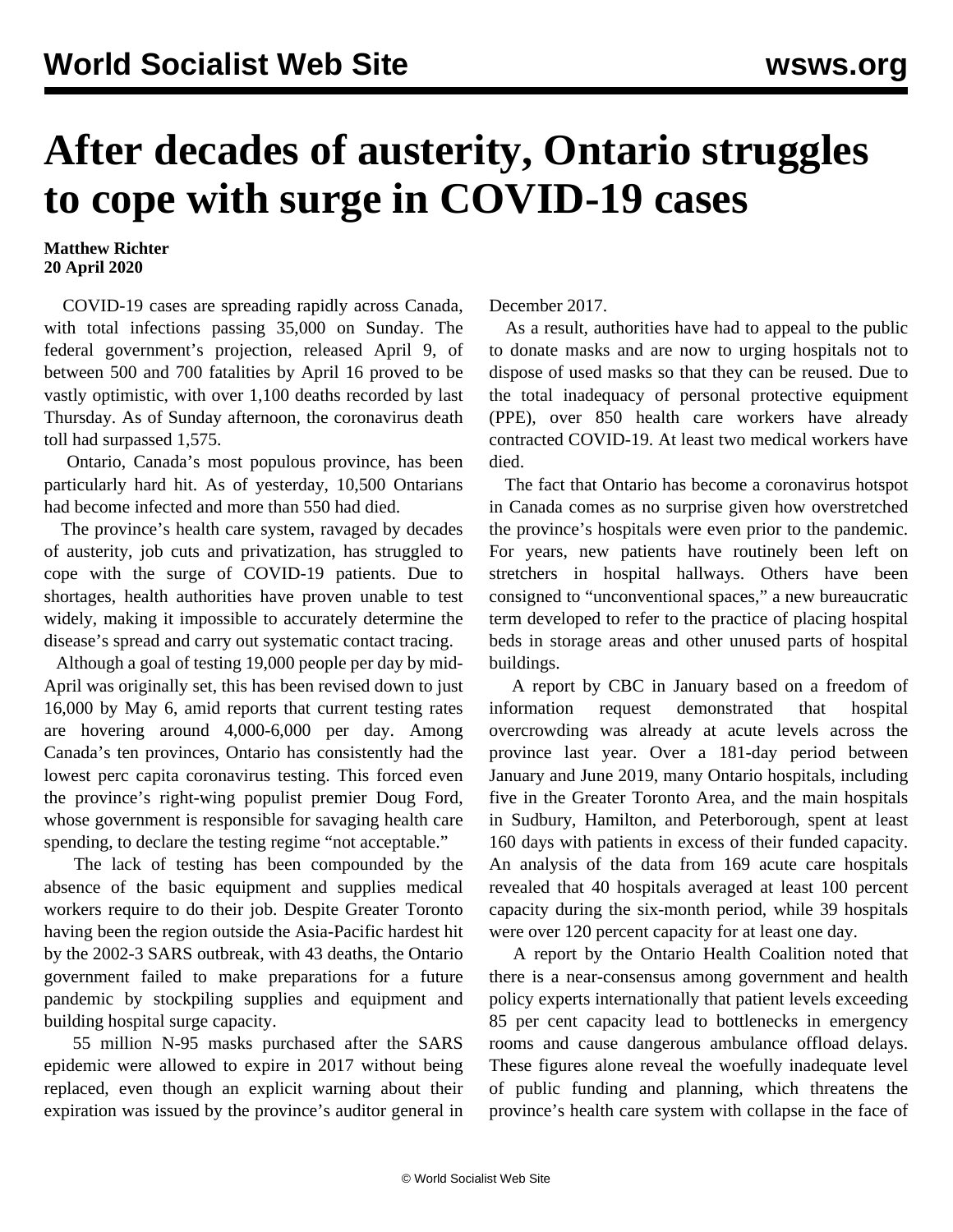# After decades of austerity, Ontario struggles to cope with surge in COVID-19 cases

**Matthew Richter**
**20 April 2020**

COVID-19 cases are spreading rapidly across Canada, with total infections passing 35,000 on Sunday. The federal government's projection, released April 9, of between 500 and 700 fatalities by April 16 proved to be vastly optimistic, with over 1,100 deaths recorded by last Thursday. As of Sunday afternoon, the coronavirus death toll had surpassed 1,575.

Ontario, Canada's most populous province, has been particularly hard hit. As of yesterday, 10,500 Ontarians had become infected and more than 550 had died.

The province's health care system, ravaged by decades of austerity, job cuts and privatization, has struggled to cope with the surge of COVID-19 patients. Due to shortages, health authorities have proven unable to test widely, making it impossible to accurately determine the disease's spread and carry out systematic contact tracing.

Although a goal of testing 19,000 people per day by mid-April was originally set, this has been revised down to just 16,000 by May 6, amid reports that current testing rates are hovering around 4,000-6,000 per day. Among Canada's ten provinces, Ontario has consistently had the lowest perc capita coronavirus testing. This forced even the province's right-wing populist premier Doug Ford, whose government is responsible for savaging health care spending, to declare the testing regime "not acceptable."

The lack of testing has been compounded by the absence of the basic equipment and supplies medical workers require to do their job. Despite Greater Toronto having been the region outside the Asia-Pacific hardest hit by the 2002-3 SARS outbreak, with 43 deaths, the Ontario government failed to make preparations for a future pandemic by stockpiling supplies and equipment and building hospital surge capacity.

55 million N-95 masks purchased after the SARS epidemic were allowed to expire in 2017 without being replaced, even though an explicit warning about their expiration was issued by the province's auditor general in December 2017.

As a result, authorities have had to appeal to the public to donate masks and are now to urging hospitals not to dispose of used masks so that they can be reused. Due to the total inadequacy of personal protective equipment (PPE), over 850 health care workers have already contracted COVID-19. At least two medical workers have died.

The fact that Ontario has become a coronavirus hotspot in Canada comes as no surprise given how overstretched the province's hospitals were even prior to the pandemic. For years, new patients have routinely been left on stretchers in hospital hallways. Others have been consigned to "unconventional spaces," a new bureaucratic term developed to refer to the practice of placing hospital beds in storage areas and other unused parts of hospital buildings.

A report by CBC in January based on a freedom of information request demonstrated that hospital overcrowding was already at acute levels across the province last year. Over a 181-day period between January and June 2019, many Ontario hospitals, including five in the Greater Toronto Area, and the main hospitals in Sudbury, Hamilton, and Peterborough, spent at least 160 days with patients in excess of their funded capacity. An analysis of the data from 169 acute care hospitals revealed that 40 hospitals averaged at least 100 percent capacity during the six-month period, while 39 hospitals were over 120 percent capacity for at least one day.

A report by the Ontario Health Coalition noted that there is a near-consensus among government and health policy experts internationally that patient levels exceeding 85 per cent capacity lead to bottlenecks in emergency rooms and cause dangerous ambulance offload delays. These figures alone reveal the woefully inadequate level of public funding and planning, which threatens the province's health care system with collapse in the face of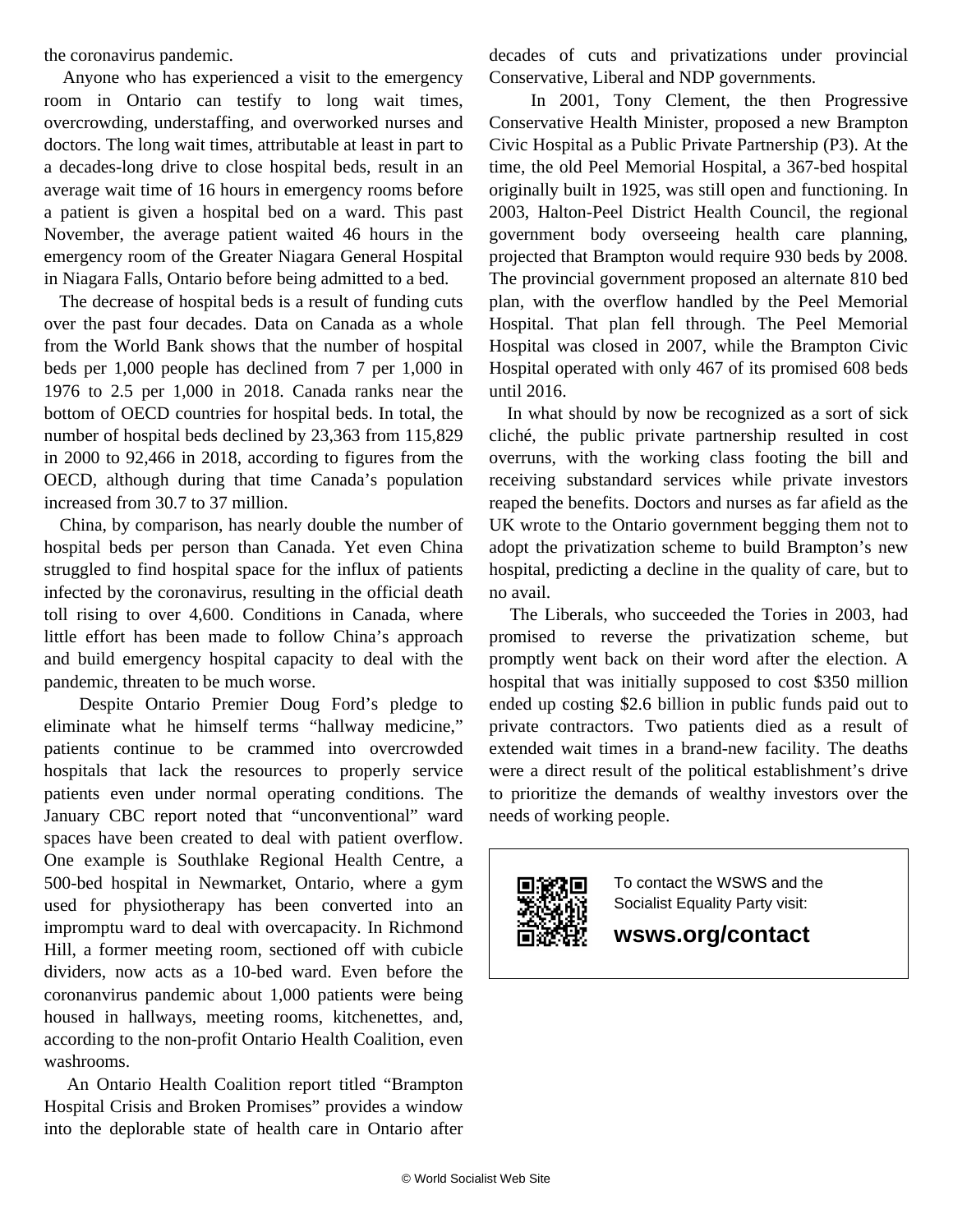the coronavirus pandemic.

Anyone who has experienced a visit to the emergency room in Ontario can testify to long wait times, overcrowding, understaffing, and overworked nurses and doctors. The long wait times, attributable at least in part to a decades-long drive to close hospital beds, result in an average wait time of 16 hours in emergency rooms before a patient is given a hospital bed on a ward. This past November, the average patient waited 46 hours in the emergency room of the Greater Niagara General Hospital in Niagara Falls, Ontario before being admitted to a bed.

The decrease of hospital beds is a result of funding cuts over the past four decades. Data on Canada as a whole from the World Bank shows that the number of hospital beds per 1,000 people has declined from 7 per 1,000 in 1976 to 2.5 per 1,000 in 2018. Canada ranks near the bottom of OECD countries for hospital beds. In total, the number of hospital beds declined by 23,363 from 115,829 in 2000 to 92,466 in 2018, according to figures from the OECD, although during that time Canada's population increased from 30.7 to 37 million.

China, by comparison, has nearly double the number of hospital beds per person than Canada. Yet even China struggled to find hospital space for the influx of patients infected by the coronavirus, resulting in the official death toll rising to over 4,600. Conditions in Canada, where little effort has been made to follow China's approach and build emergency hospital capacity to deal with the pandemic, threaten to be much worse.

Despite Ontario Premier Doug Ford's pledge to eliminate what he himself terms "hallway medicine," patients continue to be crammed into overcrowded hospitals that lack the resources to properly service patients even under normal operating conditions. The January CBC report noted that "unconventional" ward spaces have been created to deal with patient overflow. One example is Southlake Regional Health Centre, a 500-bed hospital in Newmarket, Ontario, where a gym used for physiotherapy has been converted into an impromptu ward to deal with overcapacity. In Richmond Hill, a former meeting room, sectioned off with cubicle dividers, now acts as a 10-bed ward. Even before the coronanvirus pandemic about 1,000 patients were being housed in hallways, meeting rooms, kitchenettes, and, according to the non-profit Ontario Health Coalition, even washrooms.

An Ontario Health Coalition report titled "Brampton Hospital Crisis and Broken Promises" provides a window into the deplorable state of health care in Ontario after decades of cuts and privatizations under provincial Conservative, Liberal and NDP governments.

In 2001, Tony Clement, the then Progressive Conservative Health Minister, proposed a new Brampton Civic Hospital as a Public Private Partnership (P3). At the time, the old Peel Memorial Hospital, a 367-bed hospital originally built in 1925, was still open and functioning. In 2003, Halton-Peel District Health Council, the regional government body overseeing health care planning, projected that Brampton would require 930 beds by 2008. The provincial government proposed an alternate 810 bed plan, with the overflow handled by the Peel Memorial Hospital. That plan fell through. The Peel Memorial Hospital was closed in 2007, while the Brampton Civic Hospital operated with only 467 of its promised 608 beds until 2016.

In what should by now be recognized as a sort of sick cliché, the public private partnership resulted in cost overruns, with the working class footing the bill and receiving substandard services while private investors reaped the benefits. Doctors and nurses as far afield as the UK wrote to the Ontario government begging them not to adopt the privatization scheme to build Brampton's new hospital, predicting a decline in the quality of care, but to no avail.

The Liberals, who succeeded the Tories in 2003, had promised to reverse the privatization scheme, but promptly went back on their word after the election. A hospital that was initially supposed to cost $350 million ended up costing $2.6 billion in public funds paid out to private contractors. Two patients died as a result of extended wait times in a brand-new facility. The deaths were a direct result of the political establishment's drive to prioritize the demands of wealthy investors over the needs of working people.

To contact the WSWS and the Socialist Equality Party visit:

**wsws.org/contact**